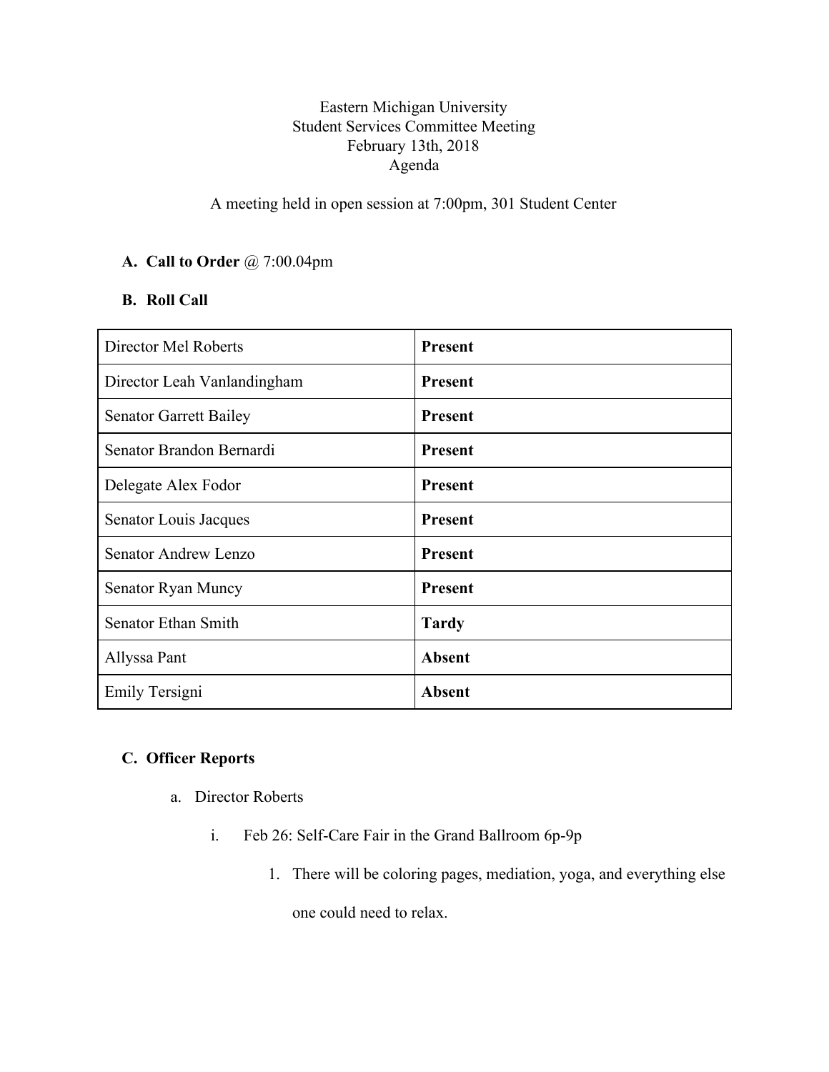Eastern Michigan University
Student Services Committee Meeting
February 13th, 2018
Agenda

A meeting held in open session at 7:00pm, 301 Student Center

**A. Call to Order** @ 7:00.04pm

**B. Roll Call**

| | |
|---|---|
| Director Mel Roberts | **Present** |
| Director Leah Vanlandingham | **Present** |
| Senator Garrett Bailey | **Present** |
| Senator Brandon Bernardi | **Present** |
| Delegate Alex Fodor | **Present** |
| Senator Louis Jacques | **Present** |
| Senator Andrew Lenzo | **Present** |
| Senator Ryan Muncy | **Present** |
| Senator Ethan Smith | **Tardy** |
| Allyssa Pant | **Absent** |
| Emily Tersigni | **Absent** |

**C. Officer Reports**

a. Director Roberts

i. Feb 26: Self-Care Fair in the Grand Ballroom 6p-9p

1. There will be coloring pages, mediation, yoga, and everything else one could need to relax.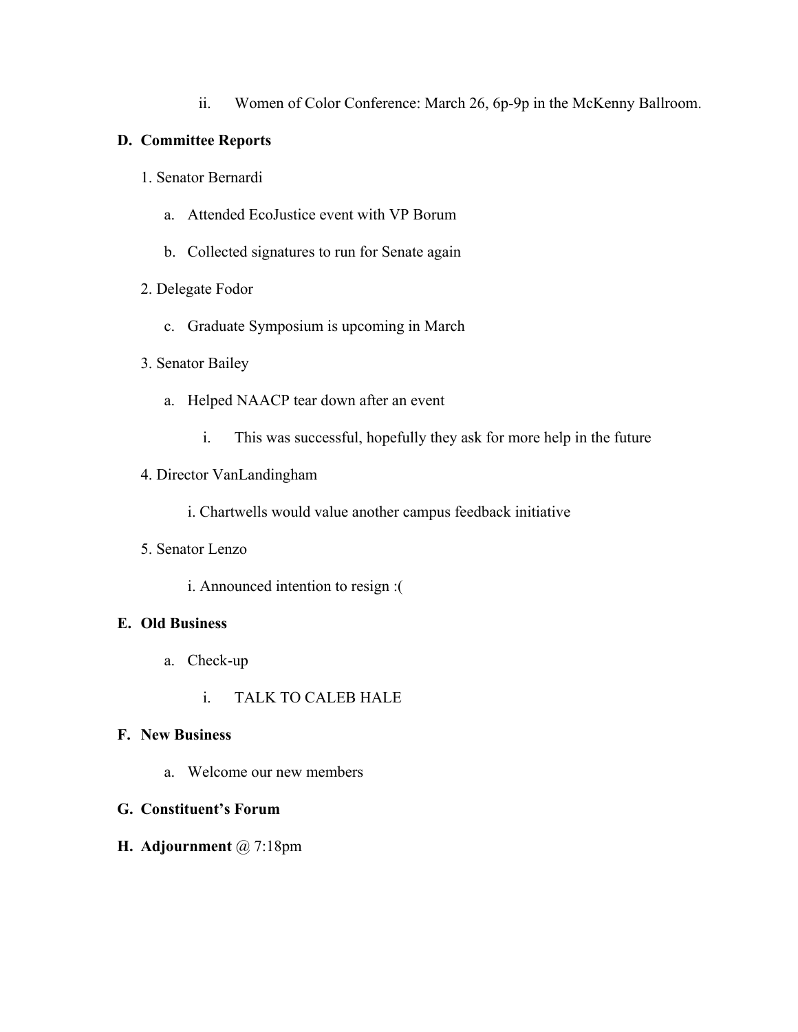ii. Women of Color Conference: March 26, 6p-9p in the McKenny Ballroom.

**D. Committee Reports**

1. Senator Bernardi
   a. Attended EcoJustice event with VP Borum
   b. Collected signatures to run for Senate again
2. Delegate Fodor
   c. Graduate Symposium is upcoming in March
3. Senator Bailey
   a. Helped NAACP tear down after an event
      i. This was successful, hopefully they ask for more help in the future
4. Director VanLandingham
   i. Chartwells would value another campus feedback initiative
5. Senator Lenzo
   i. Announced intention to resign :(

**E. Old Business**

a. Check-up
   i. TALK TO CALEB HALE

**F. New Business**

a. Welcome our new members

**G. Constituent's Forum**

**H. Adjournment** @ 7:18pm